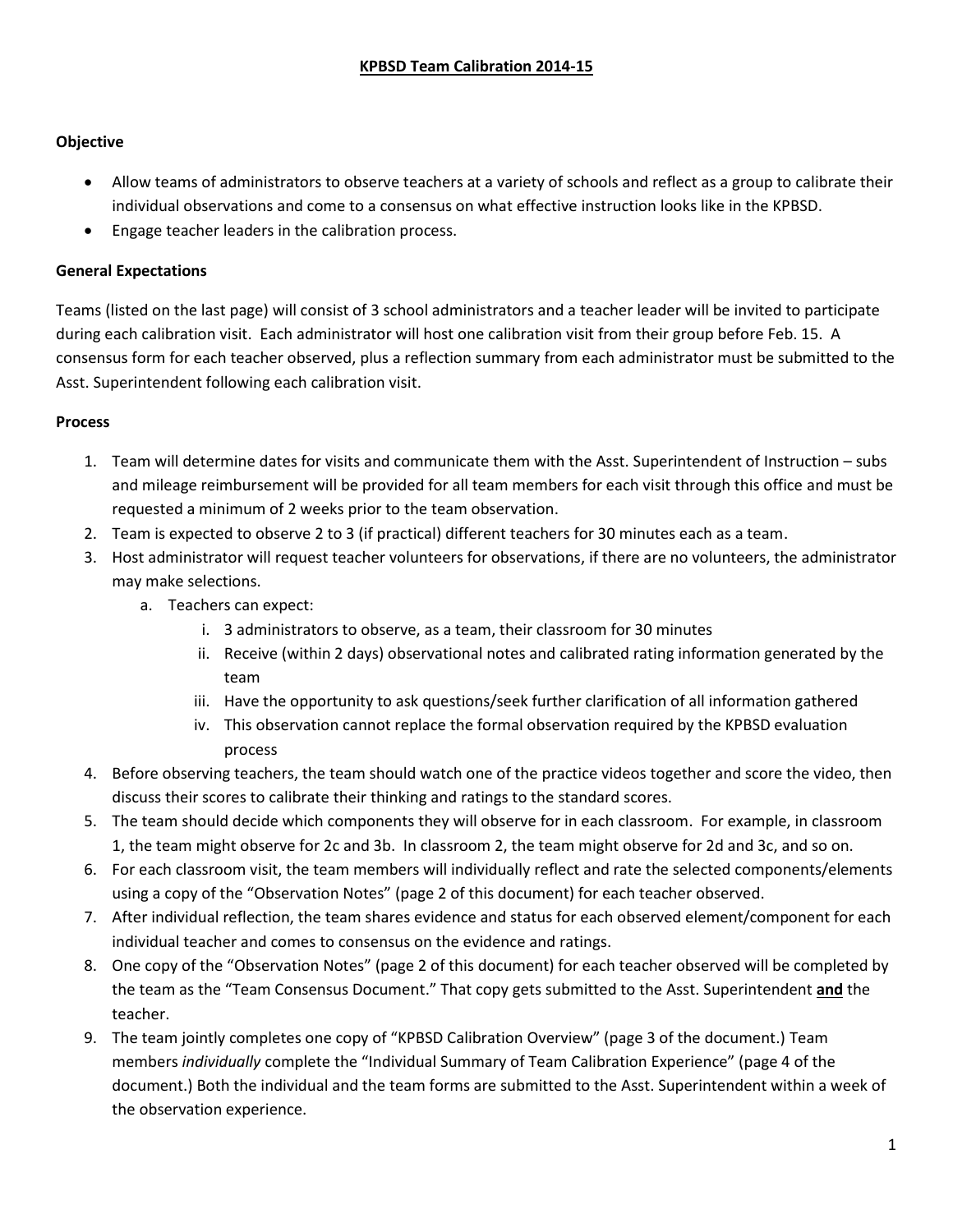# KPBSD Team Calibration 2014-15

**Objective**

- Allow teams of administrators to observe teachers at a variety of schools and reflect as a group to calibrate their individual observations and come to a consensus on what effective instruction looks like in the KPBSD.
- Engage teacher leaders in the calibration process.

**General Expectations**

Teams (listed on the last page) will consist of 3 school administrators and a teacher leader will be invited to participate during each calibration visit. Each administrator will host one calibration visit from their group before Feb. 15. A consensus form for each teacher observed, plus a reflection summary from each administrator must be submitted to the Asst. Superintendent following each calibration visit.

**Process**

1. Team will determine dates for visits and communicate them with the Asst. Superintendent of Instruction – subs and mileage reimbursement will be provided for all team members for each visit through this office and must be requested a minimum of 2 weeks prior to the team observation.
2. Team is expected to observe 2 to 3 (if practical) different teachers for 30 minutes each as a team.
3. Host administrator will request teacher volunteers for observations, if there are no volunteers, the administrator may make selections.
   a. Teachers can expect:
      i. 3 administrators to observe, as a team, their classroom for 30 minutes
      ii. Receive (within 2 days) observational notes and calibrated rating information generated by the team
      iii. Have the opportunity to ask questions/seek further clarification of all information gathered
      iv. This observation cannot replace the formal observation required by the KPBSD evaluation process
4. Before observing teachers, the team should watch one of the practice videos together and score the video, then discuss their scores to calibrate their thinking and ratings to the standard scores.
5. The team should decide which components they will observe for in each classroom. For example, in classroom 1, the team might observe for 2c and 3b. In classroom 2, the team might observe for 2d and 3c, and so on.
6. For each classroom visit, the team members will individually reflect and rate the selected components/elements using a copy of the "Observation Notes" (page 2 of this document) for each teacher observed.
7. After individual reflection, the team shares evidence and status for each observed element/component for each individual teacher and comes to consensus on the evidence and ratings.
8. One copy of the "Observation Notes" (page 2 of this document) for each teacher observed will be completed by the team as the "Team Consensus Document." That copy gets submitted to the Asst. Superintendent **and** the teacher.
9. The team jointly completes one copy of "KPBSD Calibration Overview" (page 3 of the document.) Team members *individually* complete the "Individual Summary of Team Calibration Experience" (page 4 of the document.) Both the individual and the team forms are submitted to the Asst. Superintendent within a week of the observation experience.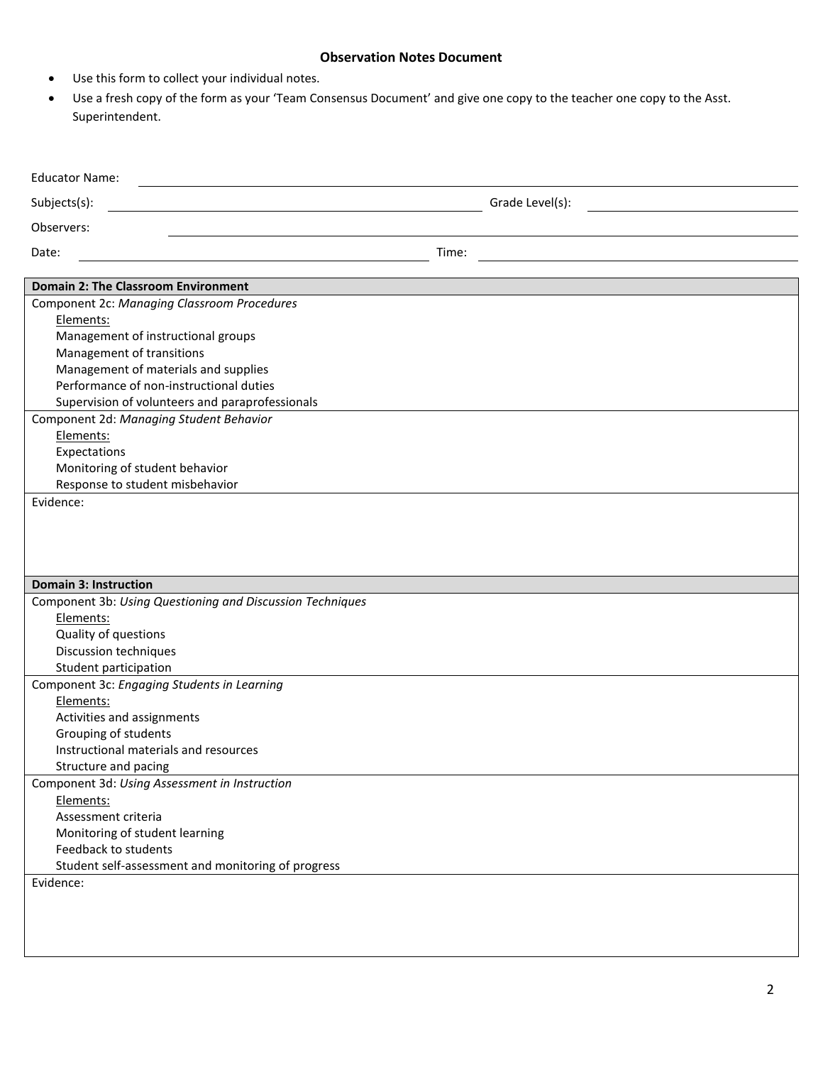**Observation Notes Document**

- Use this form to collect your individual notes.
- Use a fresh copy of the form as your 'Team Consensus Document' and give one copy to the teacher one copy to the Asst. Superintendent.

Educator Name: ______________________________

Subjects(s): ______________________________ Grade Level(s): ______________________________

Observers: ______________________________

Date: ______________________________ Time: ______________________________

| **Domain 2: The Classroom Environment** |
| --- |
| Component 2c: *Managing Classroom Procedures*<br>Elements:<br>Management of instructional groups<br>Management of transitions<br>Management of materials and supplies<br>Performance of non-instructional duties<br>Supervision of volunteers and paraprofessionals |
| Component 2d: *Managing Student Behavior*<br>Elements:<br>Expectations<br>Monitoring of student behavior<br>Response to student misbehavior |
| Evidence: |

| **Domain 3: Instruction** |
| --- |
| Component 3b: *Using Questioning and Discussion Techniques*<br>Elements:<br>Quality of questions<br>Discussion techniques<br>Student participation |
| Component 3c: *Engaging Students in Learning*<br>Elements:<br>Activities and assignments<br>Grouping of students<br>Instructional materials and resources<br>Structure and pacing |
| Component 3d: *Using Assessment in Instruction*<br>Elements:<br>Assessment criteria<br>Monitoring of student learning<br>Feedback to students<br>Student self-assessment and monitoring of progress |
| Evidence: |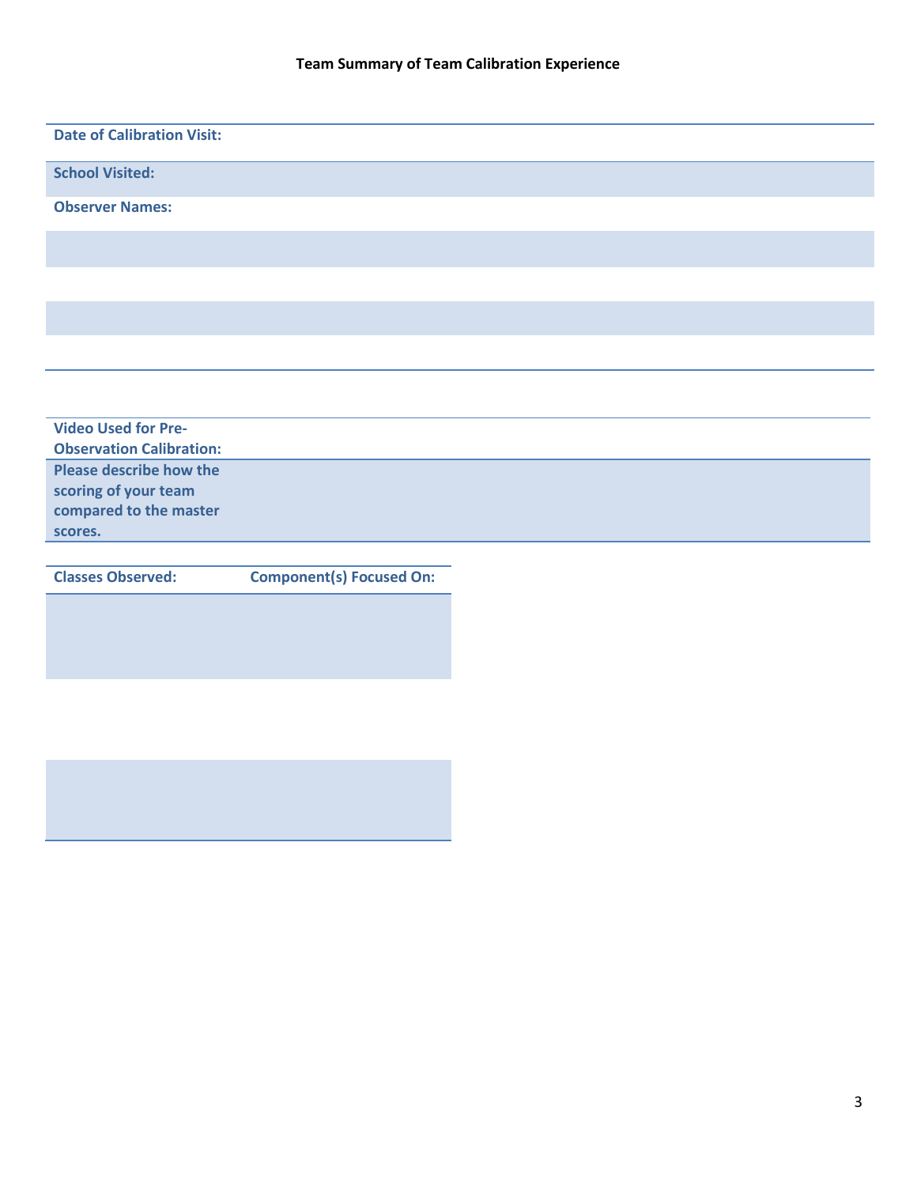**Team Summary of Team Calibration Experience**

| **Date of Calibration Visit:** | |
|---|---|
| **School Visited:** | |
| **Observer Names:** | |
| | |
| | |
| | |
| | |

| **Video Used for Pre-Observation Calibration:** | |
|---|---|
| **Please describe how the scoring of your team compared to the master scores.** | |

| **Classes Observed:** | **Component(s) Focused On:** |
|---|---|
| | |
| | |
| | |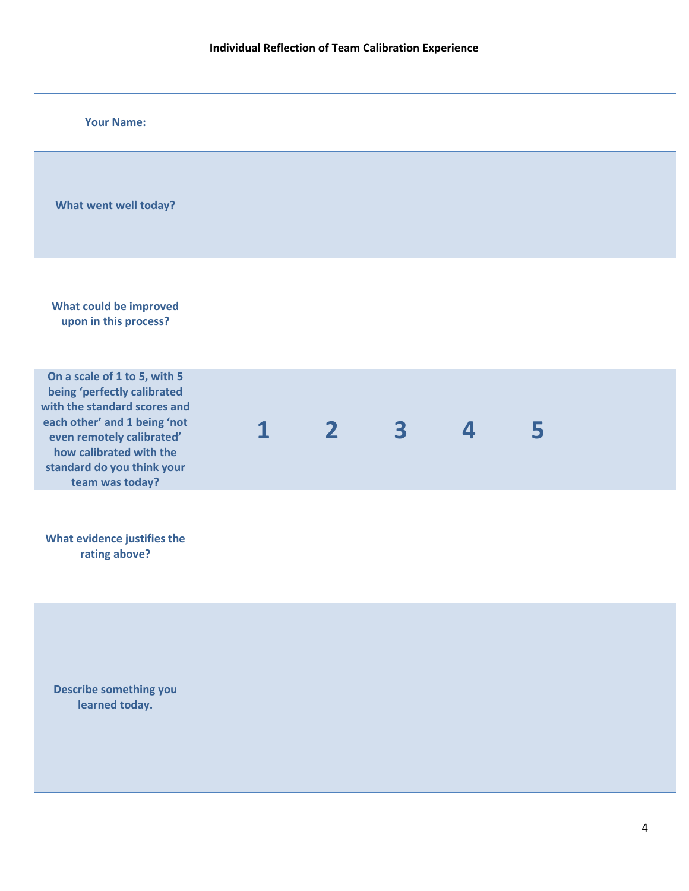**Individual Reflection of Team Calibration Experience**

| | |
|---|---|
| **Your Name:** | |
| **What went well today?** | |
| **What could be improved upon in this process?** | |
| **On a scale of 1 to 5, with 5 being 'perfectly calibrated with the standard scores and each other' and 1 being 'not even remotely calibrated' how calibrated with the standard do you think your team was today?** | **1 2 3 4 5** |
| **What evidence justifies the rating above?** | |
| **Describe something you learned today.** | |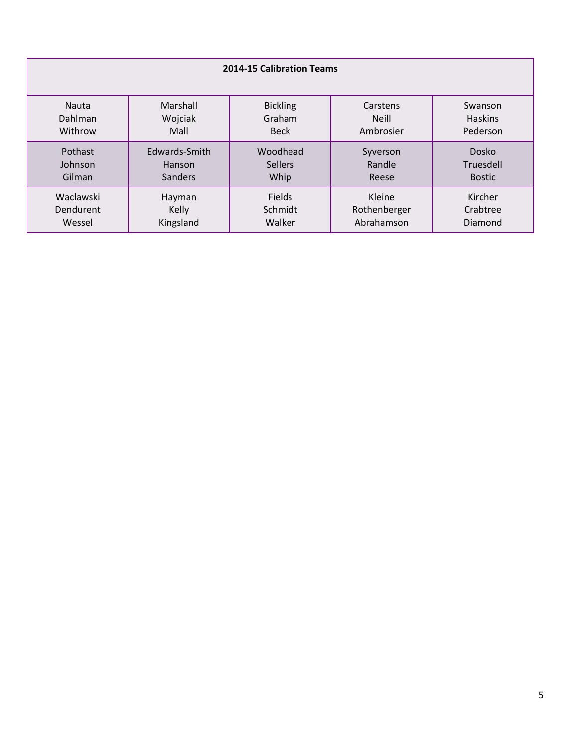| 2014-15 Calibration Teams | | | | |
|---|---|---|---|---|
| Nauta<br>Dahlman<br>Withrow | Marshall<br>Wojciak<br>Mall | Bickling<br>Graham<br>Beck | Carstens<br>Neill<br>Ambrosier | Swanson<br>Haskins<br>Pederson |
| Pothast<br>Johnson<br>Gilman | Edwards-Smith<br>Hanson<br>Sanders | Woodhead<br>Sellers<br>Whip | Syverson<br>Randle<br>Reese | Dosko<br>Truesdell<br>Bostic |
| Waclawski<br>Dendurent<br>Wessel | Hayman<br>Kelly<br>Kingsland | Fields<br>Schmidt<br>Walker | Kleine<br>Rothenberger<br>Abrahamson | Kircher<br>Crabtree<br>Diamond |